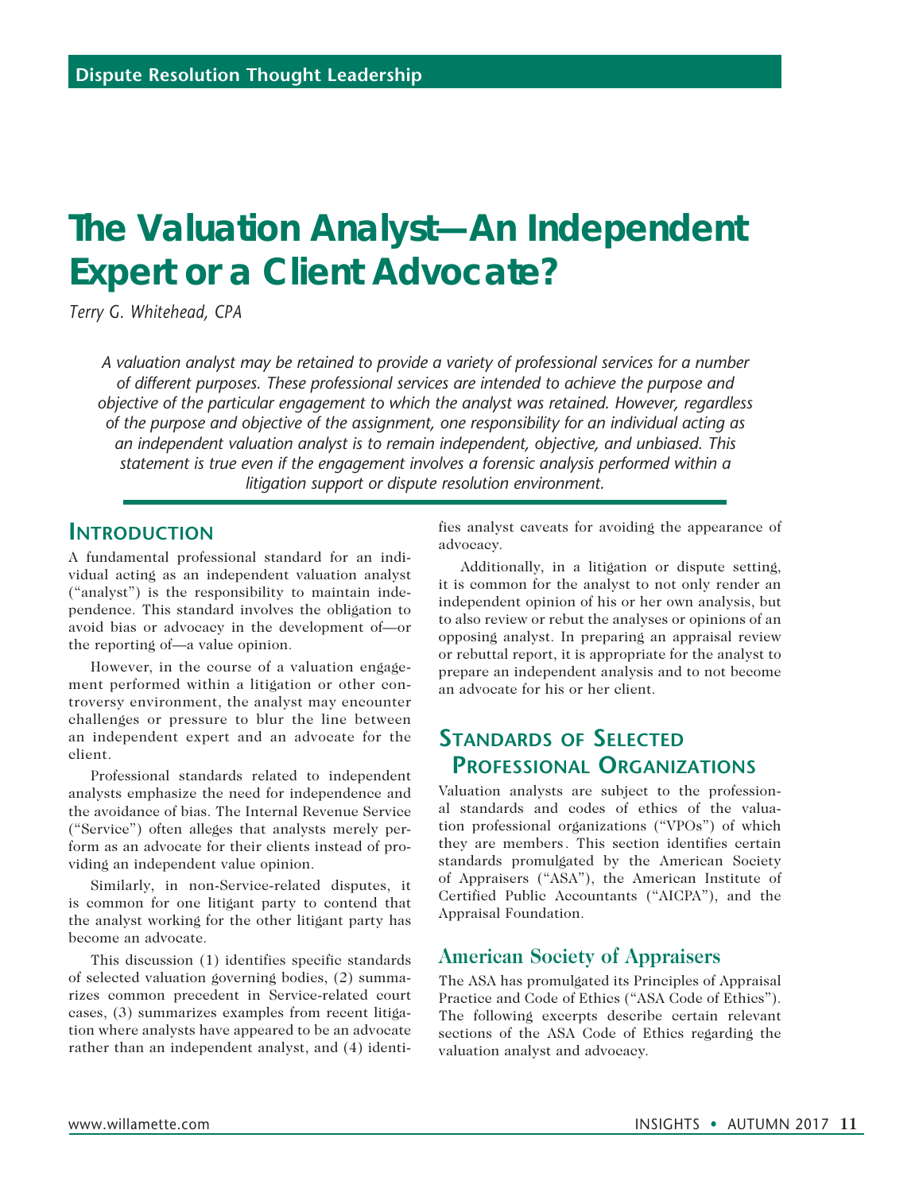# The Valuation Analyst—An Independent Expert or a Client Advocate?

*Terry G. Whitehead, CPA*

*A valuation analyst may be retained to provide a variety of professional services for a number of different purposes. These professional services are intended to achieve the purpose and objective of the particular engagement to which the analyst was retained. However, regardless of the purpose and objective of the assignment, one responsibility for an individual acting as an independent valuation analyst is to remain independent, objective, and unbiased. This statement is true even if the engagement involves a forensic analysis performed within a litigation support or dispute resolution environment.*

## Introduction

A fundamental professional standard for an individual acting as an independent valuation analyst ("analyst") is the responsibility to maintain independence. This standard involves the obligation to avoid bias or advocacy in the development of—or the reporting of—a value opinion.

However, in the course of a valuation engagement performed within a litigation or other controversy environment, the analyst may encounter challenges or pressure to blur the line between an independent expert and an advocate for the client.

Professional standards related to independent analysts emphasize the need for independence and the avoidance of bias. The Internal Revenue Service ("Service") often alleges that analysts merely perform as an advocate for their clients instead of providing an independent value opinion.

Similarly, in non-Service-related disputes, it is common for one litigant party to contend that the analyst working for the other litigant party has become an advocate.

This discussion (1) identifies specific standards of selected valuation governing bodies, (2) summarizes common precedent in Service-related court cases, (3) summarizes examples from recent litigation where analysts have appeared to be an advocate rather than an independent analyst, and (4) identifies analyst caveats for avoiding the appearance of advocacy.

Additionally, in a litigation or dispute setting, it is common for the analyst to not only render an independent opinion of his or her own analysis, but to also review or rebut the analyses or opinions of an opposing analyst. In preparing an appraisal review or rebuttal report, it is appropriate for the analyst to prepare an independent analysis and to not become an advocate for his or her client.

## Standards of Selected Professional Organizations

Valuation analysts are subject to the professional standards and codes of ethics of the valuation professional organizations ("VPOs") of which they are members. This section identifies certain standards promulgated by the American Society of Appraisers ("ASA"), the American Institute of Certified Public Accountants ("AICPA"), and the Appraisal Foundation.

### American Society of Appraisers

The ASA has promulgated its Principles of Appraisal Practice and Code of Ethics ("ASA Code of Ethics"). The following excerpts describe certain relevant sections of the ASA Code of Ethics regarding the valuation analyst and advocacy.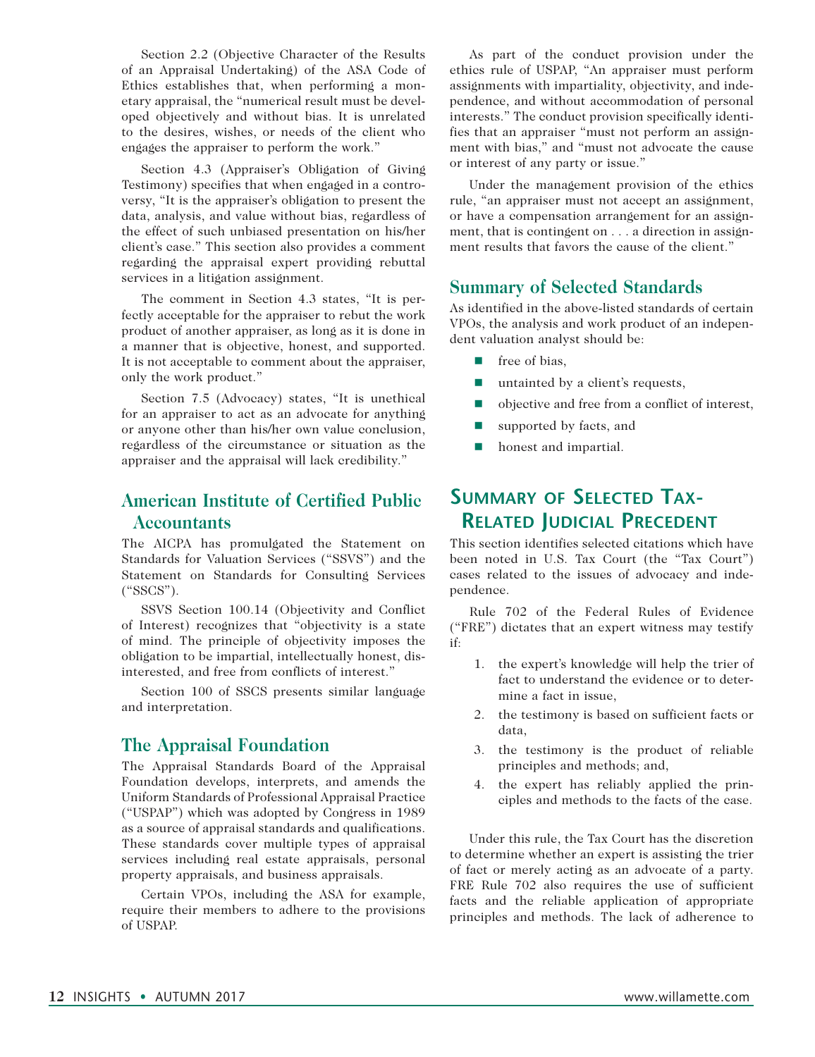Section 2.2 (Objective Character of the Results of an Appraisal Undertaking) of the ASA Code of Ethics establishes that, when performing a monetary appraisal, the "numerical result must be developed objectively and without bias. It is unrelated to the desires, wishes, or needs of the client who engages the appraiser to perform the work."

Section 4.3 (Appraiser's Obligation of Giving Testimony) specifies that when engaged in a controversy, "It is the appraiser's obligation to present the data, analysis, and value without bias, regardless of the effect of such unbiased presentation on his/her client's case." This section also provides a comment regarding the appraisal expert providing rebuttal services in a litigation assignment.

The comment in Section 4.3 states, "It is perfectly acceptable for the appraiser to rebut the work product of another appraiser, as long as it is done in a manner that is objective, honest, and supported. It is not acceptable to comment about the appraiser, only the work product."

Section 7.5 (Advocacy) states, "It is unethical for an appraiser to act as an advocate for anything or anyone other than his/her own value conclusion, regardless of the circumstance or situation as the appraiser and the appraisal will lack credibility."

### American Institute of Certified Public Accountants

The AICPA has promulgated the Statement on Standards for Valuation Services ("SSVS") and the Statement on Standards for Consulting Services ("SSCS").

SSVS Section 100.14 (Objectivity and Conflict of Interest) recognizes that "objectivity is a state of mind. The principle of objectivity imposes the obligation to be impartial, intellectually honest, disinterested, and free from conflicts of interest."

Section 100 of SSCS presents similar language and interpretation.

### The Appraisal Foundation

The Appraisal Standards Board of the Appraisal Foundation develops, interprets, and amends the Uniform Standards of Professional Appraisal Practice ("USPAP") which was adopted by Congress in 1989 as a source of appraisal standards and qualifications. These standards cover multiple types of appraisal services including real estate appraisals, personal property appraisals, and business appraisals.

Certain VPOs, including the ASA for example, require their members to adhere to the provisions of USPAP.

As part of the conduct provision under the ethics rule of USPAP, "An appraiser must perform assignments with impartiality, objectivity, and independence, and without accommodation of personal interests." The conduct provision specifically identifies that an appraiser "must not perform an assignment with bias," and "must not advocate the cause or interest of any party or issue."

Under the management provision of the ethics rule, "an appraiser must not accept an assignment, or have a compensation arrangement for an assignment, that is contingent on . . . a direction in assignment results that favors the cause of the client."

### Summary of Selected Standards

As identified in the above-listed standards of certain VPOs, the analysis and work product of an independent valuation analyst should be:

- free of bias,
- untainted by a client's requests,
- objective and free from a conflict of interest,
- supported by facts, and
- honest and impartial.

## Summary of Selected Tax-Related Judicial Precedent

This section identifies selected citations which have been noted in U.S. Tax Court (the "Tax Court") cases related to the issues of advocacy and independence.

Rule 702 of the Federal Rules of Evidence ("FRE") dictates that an expert witness may testify if:

1. the expert's knowledge will help the trier of fact to understand the evidence or to determine a fact in issue,
2. the testimony is based on sufficient facts or data,
3. the testimony is the product of reliable principles and methods; and,
4. the expert has reliably applied the principles and methods to the facts of the case.

Under this rule, the Tax Court has the discretion to determine whether an expert is assisting the trier of fact or merely acting as an advocate of a party. FRE Rule 702 also requires the use of sufficient facts and the reliable application of appropriate principles and methods. The lack of adherence to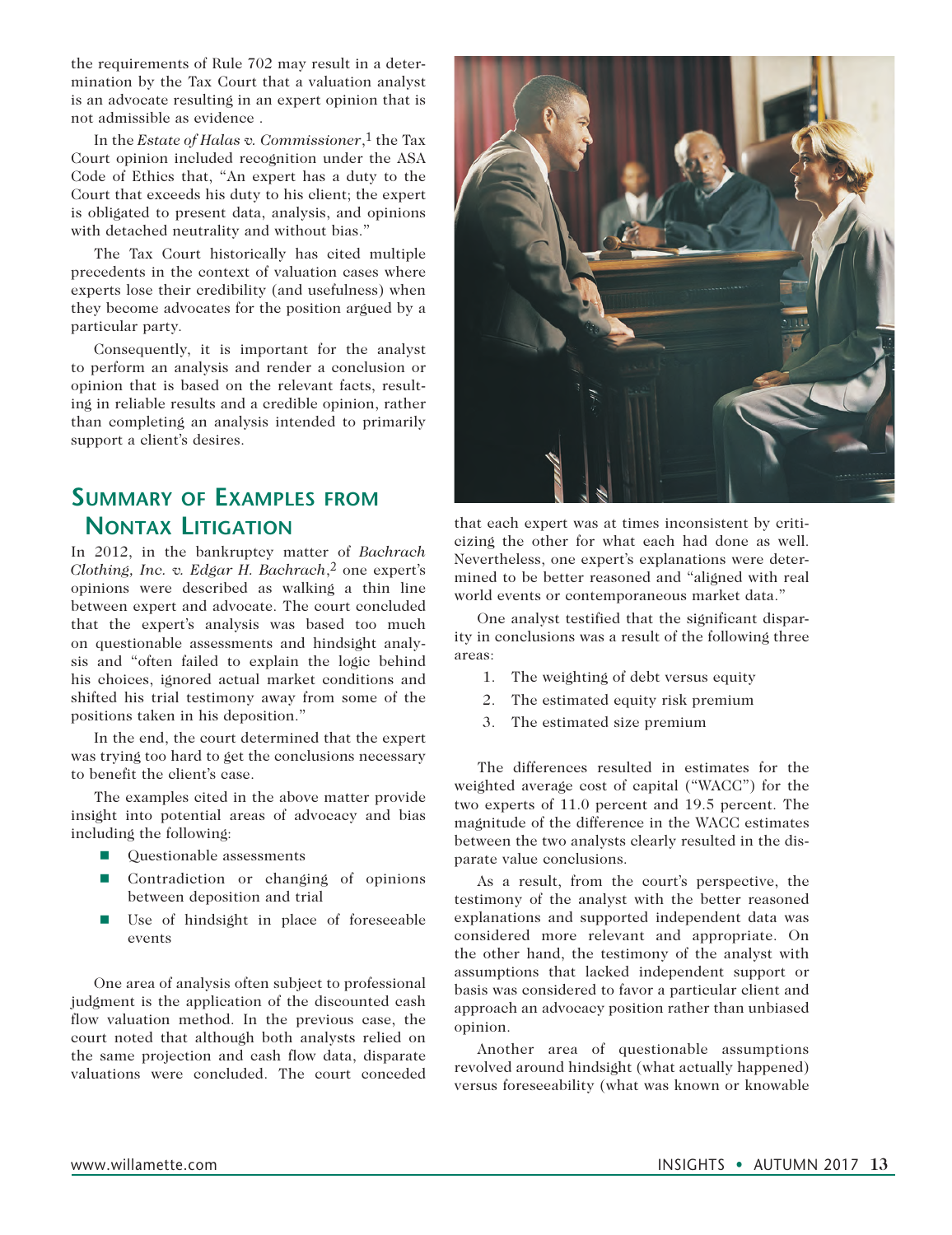the requirements of Rule 702 may result in a determination by the Tax Court that a valuation analyst is an advocate resulting in an expert opinion that is not admissible as evidence .

In the *Estate of Halas v. Commissioner*,[1] the Tax Court opinion included recognition under the ASA Code of Ethics that, "An expert has a duty to the Court that exceeds his duty to his client; the expert is obligated to present data, analysis, and opinions with detached neutrality and without bias."

The Tax Court historically has cited multiple precedents in the context of valuation cases where experts lose their credibility (and usefulness) when they become advocates for the position argued by a particular party.

Consequently, it is important for the analyst to perform an analysis and render a conclusion or opinion that is based on the relevant facts, resulting in reliable results and a credible opinion, rather than completing an analysis intended to primarily support a client's desires.

## Summary of Examples from Nontax Litigation

In 2012, in the bankruptcy matter of *Bachrach Clothing, Inc. v. Edgar H. Bachrach*,[2] one expert's opinions were described as walking a thin line between expert and advocate. The court concluded that the expert's analysis was based too much on questionable assessments and hindsight analysis and "often failed to explain the logic behind his choices, ignored actual market conditions and shifted his trial testimony away from some of the positions taken in his deposition."

In the end, the court determined that the expert was trying too hard to get the conclusions necessary to benefit the client's case.

The examples cited in the above matter provide insight into potential areas of advocacy and bias including the following:

- Questionable assessments
- Contradiction or changing of opinions between deposition and trial
- Use of hindsight in place of foreseeable events

One area of analysis often subject to professional judgment is the application of the discounted cash flow valuation method. In the previous case, the court noted that although both analysts relied on the same projection and cash flow data, disparate valuations were concluded. The court conceded that each expert was at times inconsistent by criticizing the other for what each had done as well. Nevertheless, one expert's explanations were determined to be better reasoned and "aligned with real world events or contemporaneous market data."

One analyst testified that the significant disparity in conclusions was a result of the following three areas:

1. The weighting of debt versus equity
2. The estimated equity risk premium
3. The estimated size premium

The differences resulted in estimates for the weighted average cost of capital ("WACC") for the two experts of 11.0 percent and 19.5 percent. The magnitude of the difference in the WACC estimates between the two analysts clearly resulted in the disparate value conclusions.

As a result, from the court's perspective, the testimony of the analyst with the better reasoned explanations and supported independent data was considered more relevant and appropriate. On the other hand, the testimony of the analyst with assumptions that lacked independent support or basis was considered to favor a particular client and approach an advocacy position rather than unbiased opinion.

Another area of questionable assumptions revolved around hindsight (what actually happened) versus foreseeability (what was known or knowable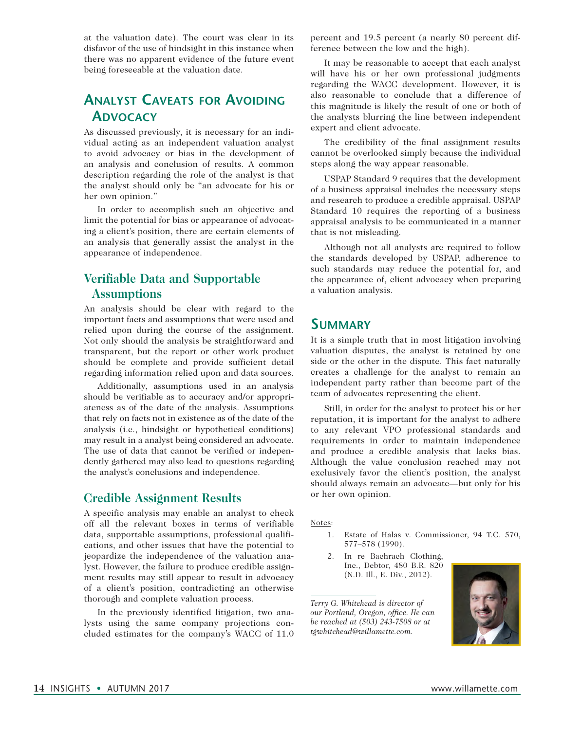at the valuation date). The court was clear in its disfavor of the use of hindsight in this instance when there was no apparent evidence of the future event being foreseeable at the valuation date.

## Analyst Caveats for Avoiding Advocacy

As discussed previously, it is necessary for an individual acting as an independent valuation analyst to avoid advocacy or bias in the development of an analysis and conclusion of results. A common description regarding the role of the analyst is that the analyst should only be "an advocate for his or her own opinion."

In order to accomplish such an objective and limit the potential for bias or appearance of advocating a client's position, there are certain elements of an analysis that generally assist the analyst in the appearance of independence.

### Verifiable Data and Supportable Assumptions

An analysis should be clear with regard to the important facts and assumptions that were used and relied upon during the course of the assignment. Not only should the analysis be straightforward and transparent, but the report or other work product should be complete and provide sufficient detail regarding information relied upon and data sources.

Additionally, assumptions used in an analysis should be verifiable as to accuracy and/or appropriateness as of the date of the analysis. Assumptions that rely on facts not in existence as of the date of the analysis (i.e., hindsight or hypothetical conditions) may result in a analyst being considered an advocate. The use of data that cannot be verified or independently gathered may also lead to questions regarding the analyst's conclusions and independence.

### Credible Assignment Results

A specific analysis may enable an analyst to check off all the relevant boxes in terms of verifiable data, supportable assumptions, professional qualifications, and other issues that have the potential to jeopardize the independence of the valuation analyst. However, the failure to produce credible assignment results may still appear to result in advocacy of a client's position, contradicting an otherwise thorough and complete valuation process.

In the previously identified litigation, two analysts using the same company projections concluded estimates for the company's WACC of 11.0 percent and 19.5 percent (a nearly 80 percent difference between the low and the high).

It may be reasonable to accept that each analyst will have his or her own professional judgments regarding the WACC development. However, it is also reasonable to conclude that a difference of this magnitude is likely the result of one or both of the analysts blurring the line between independent expert and client advocate.

The credibility of the final assignment results cannot be overlooked simply because the individual steps along the way appear reasonable.

USPAP Standard 9 requires that the development of a business appraisal includes the necessary steps and research to produce a credible appraisal. USPAP Standard 10 requires the reporting of a business appraisal analysis to be communicated in a manner that is not misleading.

Although not all analysts are required to follow the standards developed by USPAP, adherence to such standards may reduce the potential for, and the appearance of, client advocacy when preparing a valuation analysis.

## Summary

It is a simple truth that in most litigation involving valuation disputes, the analyst is retained by one side or the other in the dispute. This fact naturally creates a challenge for the analyst to remain an independent party rather than become part of the team of advocates representing the client.

Still, in order for the analyst to protect his or her reputation, it is important for the analyst to adhere to any relevant VPO professional standards and requirements in order to maintain independence and produce a credible analysis that lacks bias. Although the value conclusion reached may not exclusively favor the client's position, the analyst should always remain an advocate—but only for his or her own opinion.

Notes:

1. Estate of Halas v. Commissioner, 94 T.C. 570, 577–578 (1990).
2. In re Bachrach Clothing, Inc., Debtor, 480 B.R. 820 (N.D. Ill., E. Div., 2012).

*Terry G. Whitehead is director of our Portland, Oregon, office. He can be reached at (503) 243-7508 or at tgwhitehead@willamette.com.*